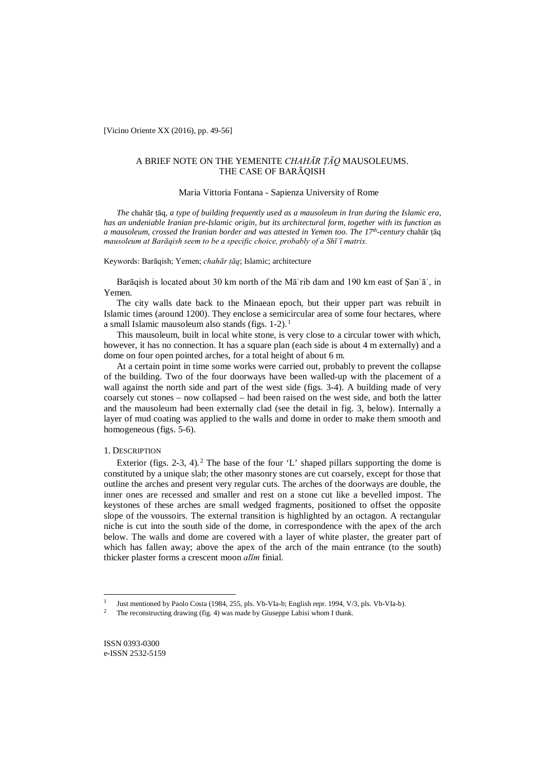[Vicino Oriente XX (2016), pp. 49-56]

# A BRIEF NOTE ON THE YEMENITE *CHAHĀR ṬĀQ* MAUSOLEUMS. THE CASE OF BARĀQISH

Maria Vittoria Fontana - Sapienza University of Rome

***The*** **chahār ṭāq*, a type of building frequently used as a mausoleum in Iran during the Islamic era, has an undeniable Iranian pre-Islamic origin, but its architectural form, together with its function as a mausoleum, crossed the Iranian border and was attested in Yemen too. The 17th-century*** chahār ṭāq ***mausoleum at Barāqish seem to be a specific choice, probably of a Shīʿī matrix.***

Keywords: Barāqish; Yemen; *chahār ṭāq*; Islamic; architecture

Barāqish is located about 30 km north of the Māʾrib dam and 190 km east of Ṣanʿāʾ, in Yemen.

The city walls date back to the Minaean epoch, but their upper part was rebuilt in Islamic times (around 1200). They enclose a semicircular area of some four hectares, where a small Islamic mausoleum also stands (figs. 1-2).[1]

This mausoleum, built in local white stone, is very close to a circular tower with which, however, it has no connection. It has a square plan (each side is about 4 m externally) and a dome on four open pointed arches, for a total height of about 6 m.

At a certain point in time some works were carried out, probably to prevent the collapse of the building. Two of the four doorways have been walled-up with the placement of a wall against the north side and part of the west side (figs. 3-4). A building made of very coarsely cut stones – now collapsed – had been raised on the west side, and both the latter and the mausoleum had been externally clad (see the detail in fig. 3, below). Internally a layer of mud coating was applied to the walls and dome in order to make them smooth and homogeneous (figs. 5-6).

## 1. Description

Exterior (figs. 2-3, 4).[2] The base of the four 'L' shaped pillars supporting the dome is constituted by a unique slab; the other masonry stones are cut coarsely, except for those that outline the arches and present very regular cuts. The arches of the doorways are double, the inner ones are recessed and smaller and rest on a stone cut like a bevelled impost. The keystones of these arches are small wedged fragments, positioned to offset the opposite slope of the voussoirs. The external transition is highlighted by an octagon. A rectangular niche is cut into the south side of the dome, in correspondence with the apex of the arch below. The walls and dome are covered with a layer of white plaster, the greater part of which has fallen away; above the apex of the arch of the main entrance (to the south) thicker plaster forms a crescent moon *alīm* finial.

---

[1] Just mentioned by Paolo Costa (1984, 255, pls. Vb-VIa-b; English repr. 1994, V/3, pls. Vb-VIa-b).

[2] The reconstructing drawing (fig. 4) was made by Giuseppe Labisi whom I thank.

ISSN 0393-0300
e-ISSN 2532-5159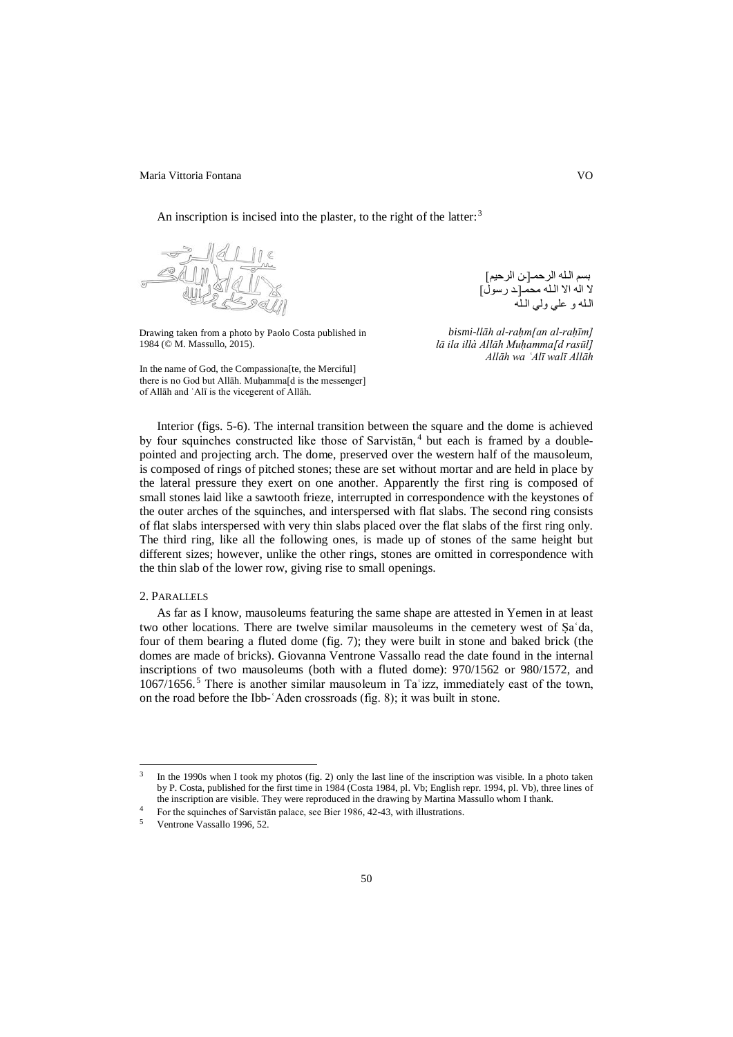An inscription is incised into the plaster, to the right of the latter:[3]

بسم الله الرحم[ن الرحيم]
لا اله الا الله محم[د رسول]
الله و علي ولي الله

Drawing taken from a photo by Paolo Costa published in 1984 (© M. Massullo, 2015).

*bismi-llāh al-raḥm[an al-raḥīm]*
*lā ila illà Allāh Muḥamma[d rasūl]*
*Allāh wa ʿAlī walī Allāh*

In the name of God, the Compassiona[te, the Merciful] there is no God but Allāh. Muḥamma[d is the messenger] of Allāh and ʿAlī is the vicegerent of Allāh.

Interior (figs. 5-6). The internal transition between the square and the dome is achieved by four squinches constructed like those of Sarvistān,[4] but each is framed by a double-pointed and projecting arch. The dome, preserved over the western half of the mausoleum, is composed of rings of pitched stones; these are set without mortar and are held in place by the lateral pressure they exert on one another. Apparently the first ring is composed of small stones laid like a sawtooth frieze, interrupted in correspondence with the keystones of the outer arches of the squinches, and interspersed with flat slabs. The second ring consists of flat slabs interspersed with very thin slabs placed over the flat slabs of the first ring only. The third ring, like all the following ones, is made up of stones of the same height but different sizes; however, unlike the other rings, stones are omitted in correspondence with the thin slab of the lower row, giving rise to small openings.

## 2. Parallels

As far as I know, mausoleums featuring the same shape are attested in Yemen in at least two other locations. There are twelve similar mausoleums in the cemetery west of Ṣaʿda, four of them bearing a fluted dome (fig. 7); they were built in stone and baked brick (the domes are made of bricks). Giovanna Ventrone Vassallo read the date found in the internal inscriptions of two mausoleums (both with a fluted dome): 970/1562 or 980/1572, and 1067/1656.[5] There is another similar mausoleum in Taʿizz, immediately east of the town, on the road before the Ibb-ʿAden crossroads (fig. 8); it was built in stone.

---

[3] In the 1990s when I took my photos (fig. 2) only the last line of the inscription was visible. In a photo taken by P. Costa, published for the first time in 1984 (Costa 1984, pl. Vb; English repr. 1994, pl. Vb), three lines of the inscription are visible. They were reproduced in the drawing by Martina Massullo whom I thank.

[4] For the squinches of Sarvistān palace, see Bier 1986, 42-43, with illustrations.

[5] Ventrone Vassallo 1996, 52.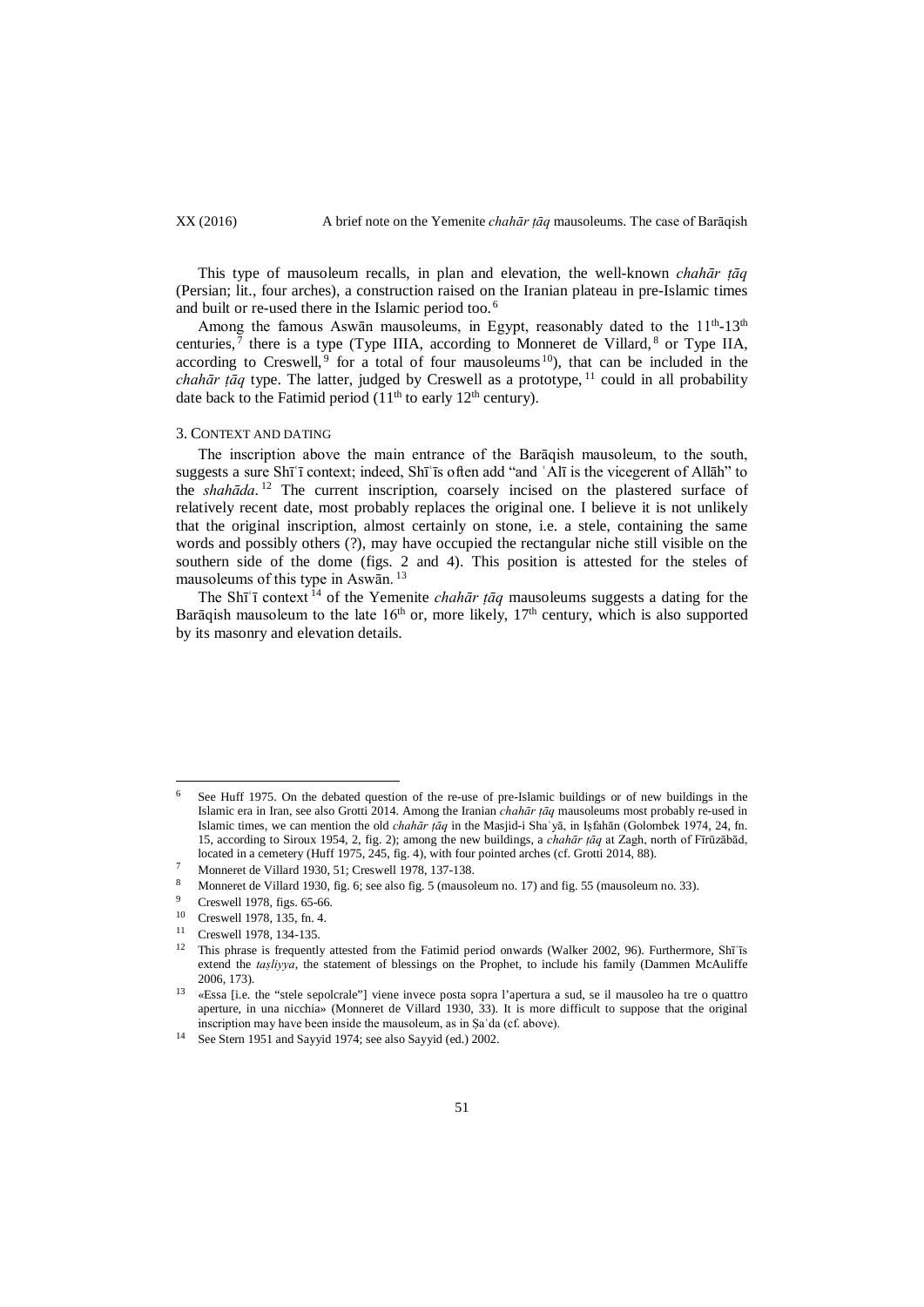This type of mausoleum recalls, in plan and elevation, the well-known *chahār ṭāq* (Persian; lit., four arches), a construction raised on the Iranian plateau in pre-Islamic times and built or re-used there in the Islamic period too.[6]

Among the famous Aswān mausoleums, in Egypt, reasonably dated to the 11th-13th centuries,[7] there is a type (Type IIIA, according to Monneret de Villard,[8] or Type IIA, according to Creswell,[9] for a total of four mausoleums[10]), that can be included in the *chahār ṭāq* type. The latter, judged by Creswell as a prototype,[11] could in all probability date back to the Fatimid period (11th to early 12th century).

### 3. Context and dating

The inscription above the main entrance of the Barāqish mausoleum, to the south, suggests a sure Shīʿī context; indeed, Shīʿīs often add "and ʿAlī is the vicegerent of Allāh" to the *shahāda*.[12] The current inscription, coarsely incised on the plastered surface of relatively recent date, most probably replaces the original one. I believe it is not unlikely that the original inscription, almost certainly on stone, i.e. a stele, containing the same words and possibly others (?), may have occupied the rectangular niche still visible on the southern side of the dome (figs. 2 and 4). This position is attested for the steles of mausoleums of this type in Aswān.[13]

The Shīʿī context[14] of the Yemenite *chahār ṭāq* mausoleums suggests a dating for the Barāqish mausoleum to the late 16th or, more likely, 17th century, which is also supported by its masonry and elevation details.

---

[6] See Huff 1975. On the debated question of the re-use of pre-Islamic buildings or of new buildings in the Islamic era in Iran, see also Grotti 2014. Among the Iranian *chahār ṭāq* mausoleums most probably re-used in Islamic times, we can mention the old *chahār ṭāq* in the Masjid-i Shaʿyā, in Iṣfahān (Golombek 1974, 24, fn. 15, according to Siroux 1954, 2, fig. 2); among the new buildings, a *chahār ṭāq* at Zagh, north of Fīrūzābād, located in a cemetery (Huff 1975, 245, fig. 4), with four pointed arches (cf. Grotti 2014, 88).

[7] Monneret de Villard 1930, 51; Creswell 1978, 137-138.

[8] Monneret de Villard 1930, fig. 6; see also fig. 5 (mausoleum no. 17) and fig. 55 (mausoleum no. 33).

[9] Creswell 1978, figs. 65-66.

[10] Creswell 1978, 135, fn. 4.

[11] Creswell 1978, 134-135.

[12] This phrase is frequently attested from the Fatimid period onwards (Walker 2002, 96). Furthermore, Shīʿīs extend the *taṣliyya*, the statement of blessings on the Prophet, to include his family (Dammen McAuliffe 2006, 173).

[13] «Essa [i.e. the "stele sepolcrale"] viene invece posta sopra l'apertura a sud, se il mausoleo ha tre o quattro aperture, in una nicchia» (Monneret de Villard 1930, 33). It is more difficult to suppose that the original inscription may have been inside the mausoleum, as in Ṣaʿda (cf. above).

[14] See Stern 1951 and Sayyid 1974; see also Sayyid (ed.) 2002.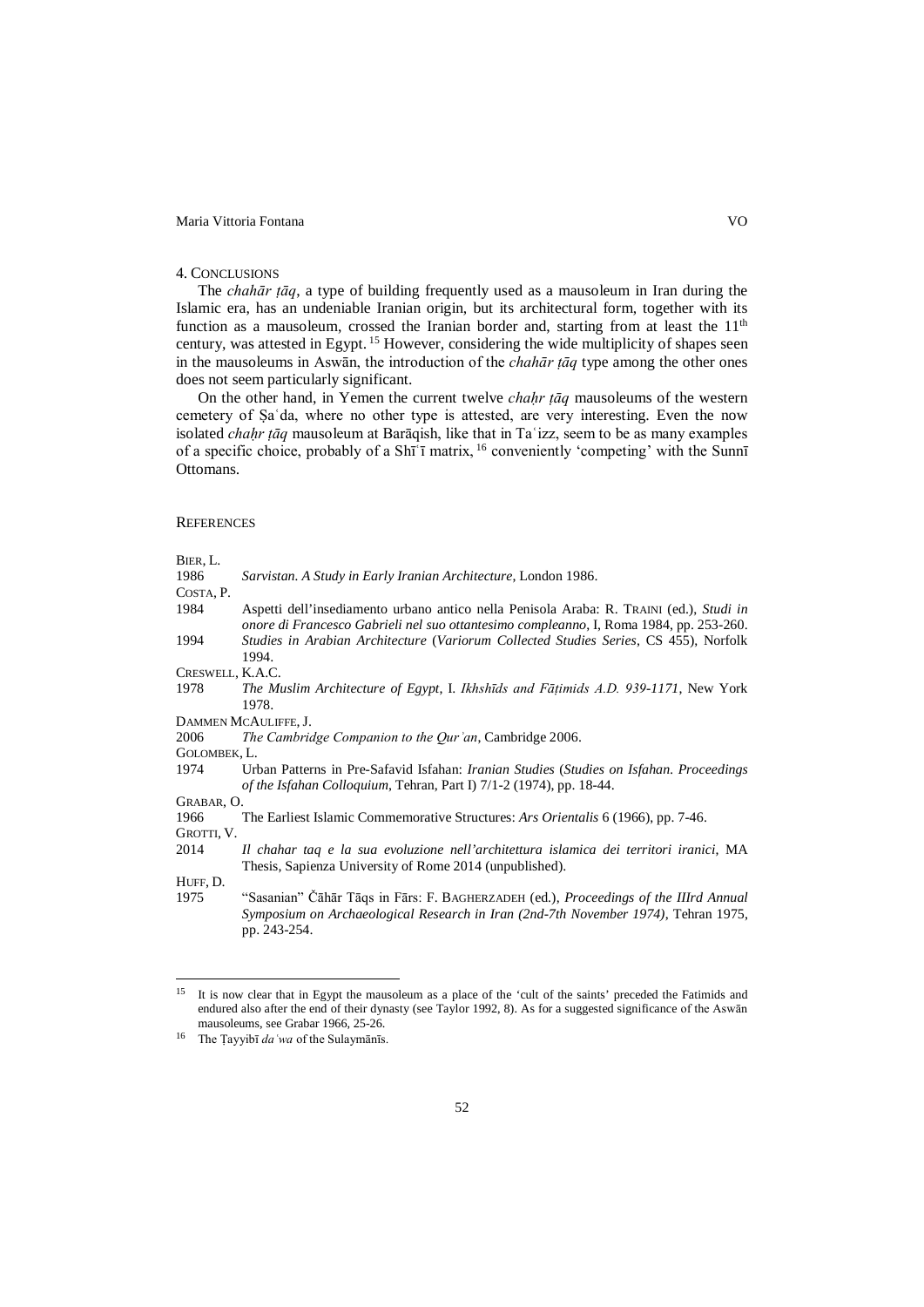## 4. Conclusions

The *chahār ṭāq*, a type of building frequently used as a mausoleum in Iran during the Islamic era, has an undeniable Iranian origin, but its architectural form, together with its function as a mausoleum, crossed the Iranian border and, starting from at least the 11th century, was attested in Egypt.[15] However, considering the wide multiplicity of shapes seen in the mausoleums in Aswān, the introduction of the *chahār ṭāq* type among the other ones does not seem particularly significant.

On the other hand, in Yemen the current twelve *chaḥr ṭāq* mausoleums of the western cemetery of Ṣaʿda, where no other type is attested, are very interesting. Even the now isolated *chaḥr ṭāq* mausoleum at Barāqish, like that in Taʿizz, seem to be as many examples of a specific choice, probably of a Shīʿī matrix,[16] conveniently 'competing' with the Sunnī Ottomans.

## References

Bier, L.
1986 *Sarvistan. A Study in Early Iranian Architecture*, London 1986.

Costa, P.
1984 Aspetti dell'insediamento urbano antico nella Penisola Araba: R. Traini (ed.), *Studi in onore di Francesco Gabrieli nel suo ottantesimo compleanno*, I, Roma 1984, pp. 253-260.
1994 *Studies in Arabian Architecture* (*Variorum Collected Studies Series*, CS 455), Norfolk 1994.

Creswell, K.A.C.
1978 *The Muslim Architecture of Egypt*, I. *Ikhshīds and Fāṭimids A.D. 939-1171*, New York 1978.

Dammen McAuliffe, J.
2006 *The Cambridge Companion to the Qurʾan*, Cambridge 2006.

Golombek, L.
1974 Urban Patterns in Pre-Safavid Isfahan: *Iranian Studies* (*Studies on Isfahan. Proceedings of the Isfahan Colloquium*, Tehran, Part I) 7/1-2 (1974), pp. 18-44.

Grabar, O.
1966 The Earliest Islamic Commemorative Structures: *Ars Orientalis* 6 (1966), pp. 7-46.

Grotti, V.
2014 *Il chahar taq e la sua evoluzione nell'architettura islamica dei territori iranici*, MA Thesis, Sapienza University of Rome 2014 (unpublished).

Huff, D.
1975 "Sasanian" Čāhār Tāqs in Fārs: F. Bagherzadeh (ed.), *Proceedings of the IIIrd Annual Symposium on Archaeological Research in Iran (2nd-7th November 1974)*, Tehran 1975, pp. 243-254.

---

[15] It is now clear that in Egypt the mausoleum as a place of the 'cult of the saints' preceded the Fatimids and endured also after the end of their dynasty (see Taylor 1992, 8). As for a suggested significance of the Aswān mausoleums, see Grabar 1966, 25-26.

[16] The Ṭayyibī *daʿwa* of the Sulaymānīs.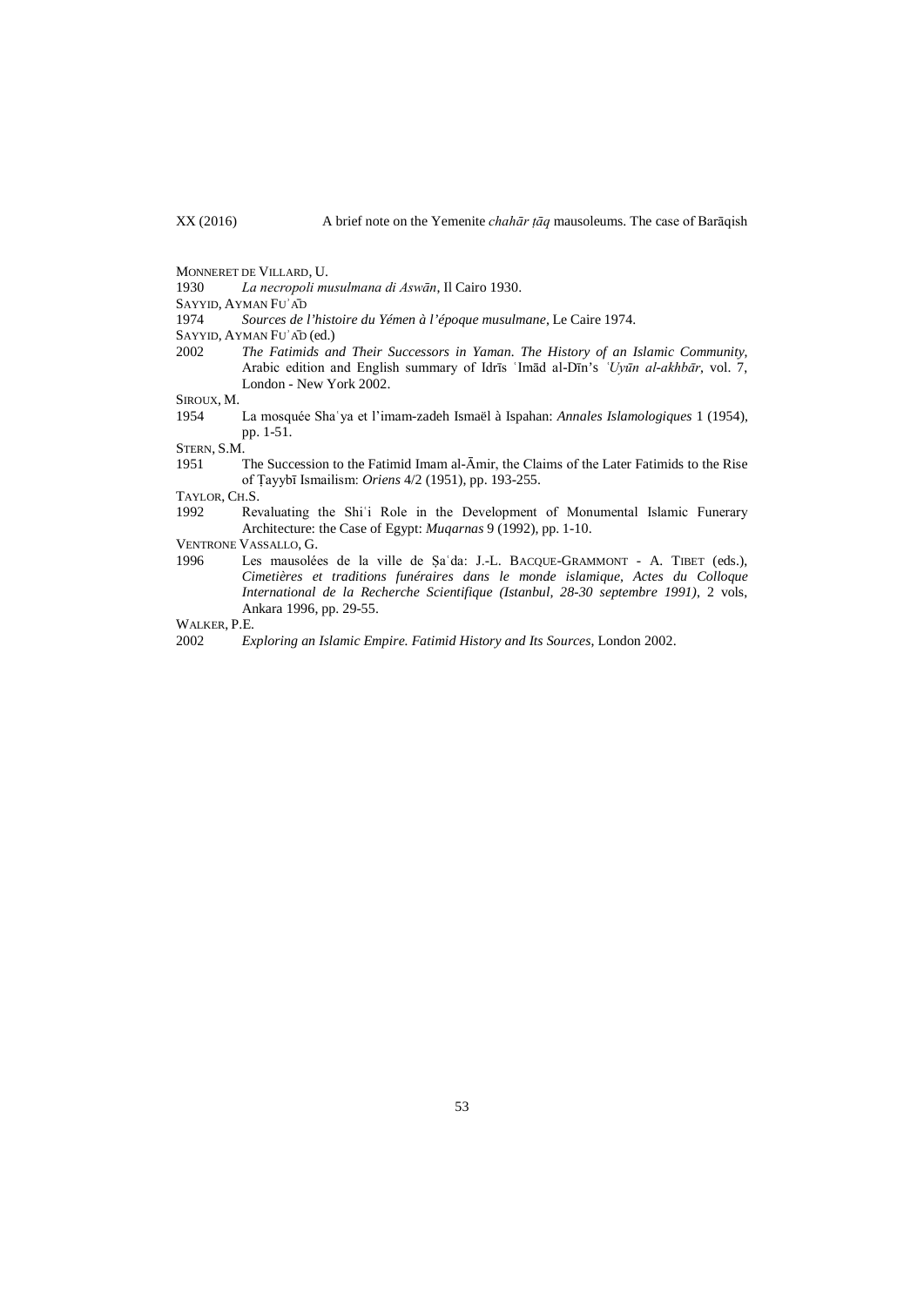MONNERET DE VILLARD, U.

1930 *La necropoli musulmana di Aswān*, Il Cairo 1930.

SAYYID, AYMAN FUʾĀD

1974 *Sources de l'histoire du Yémen à l'époque musulmane*, Le Caire 1974.

SAYYID, AYMAN FUʾĀD (ed.)

2002 *The Fatimids and Their Successors in Yaman. The History of an Islamic Community*, Arabic edition and English summary of Idrīs ʿImād al-Dīn's *ʿUyūn al-akhbār*, vol. 7, London - New York 2002.

SIROUX, M.

1954 La mosquée Shaʿya et l'imam-zadeh Ismaël à Ispahan: *Annales Islamologiques* 1 (1954), pp. 1-51.

STERN, S.M.

1951 The Succession to the Fatimid Imam al-Āmir, the Claims of the Later Fatimids to the Rise of Ṭayybī Ismailism: *Oriens* 4/2 (1951), pp. 193-255.

TAYLOR, CH.S.

1992 Revaluating the Shiʿi Role in the Development of Monumental Islamic Funerary Architecture: the Case of Egypt: *Muqarnas* 9 (1992), pp. 1-10.

VENTRONE VASSALLO, G.

1996 Les mausolées de la ville de Ṣaʿda: J.-L. BACQUE-GRAMMONT - A. TIBET (eds.), *Cimetières et traditions funéraires dans le monde islamique, Actes du Colloque International de la Recherche Scientifique (Istanbul, 28-30 septembre 1991)*, 2 vols, Ankara 1996, pp. 29-55.

WALKER, P.E.

2002 *Exploring an Islamic Empire. Fatimid History and Its Sources*, London 2002.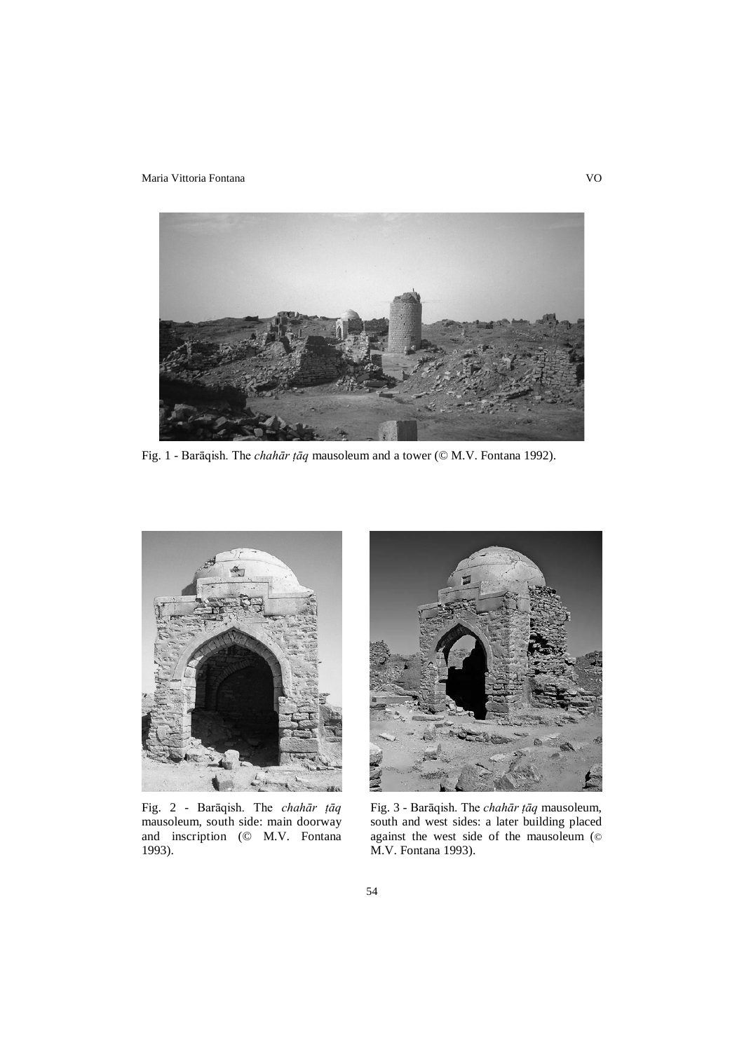Fig. 1 - Barāqish. The *chahār ṭāq* mausoleum and a tower (© M.V. Fontana 1992).

Fig. 2 - Barāqish. The *chahār ṭāq* mausoleum, south side: main doorway and inscription (© M.V. Fontana 1993).

Fig. 3 - Barāqish. The *chahār ṭāq* mausoleum, south and west sides: a later building placed against the west side of the mausoleum (© M.V. Fontana 1993).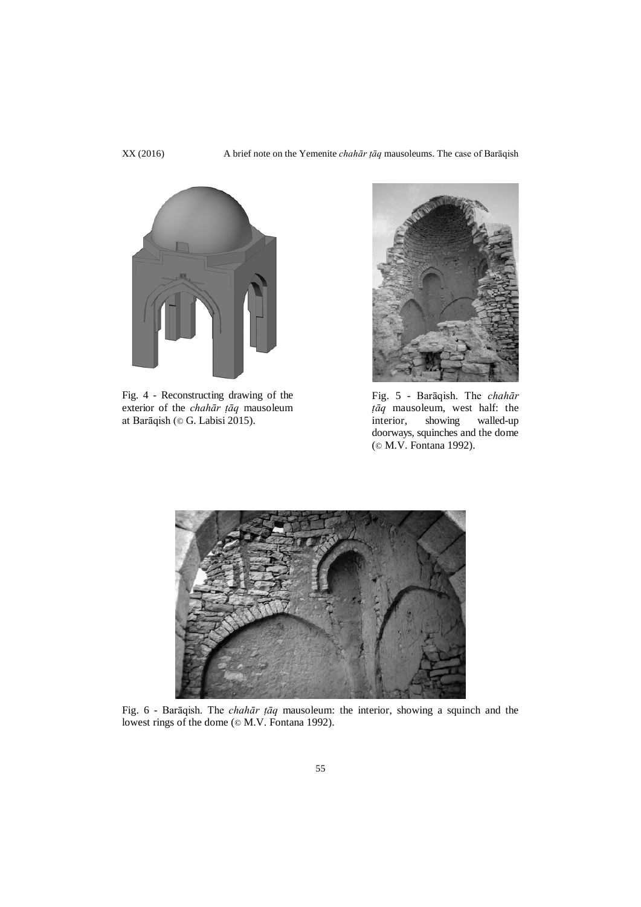Fig. 4 - Reconstructing drawing of the exterior of the *chahār ṭāq* mausoleum at Barāqish (© G. Labisi 2015).

Fig. 5 - Barāqish. The *chahār ṭāq* mausoleum, west half: the interior, showing walled-up doorways, squinches and the dome (© M.V. Fontana 1992).

Fig. 6 - Barāqish. The *chahār ṭāq* mausoleum: the interior, showing a squinch and the lowest rings of the dome (© M.V. Fontana 1992).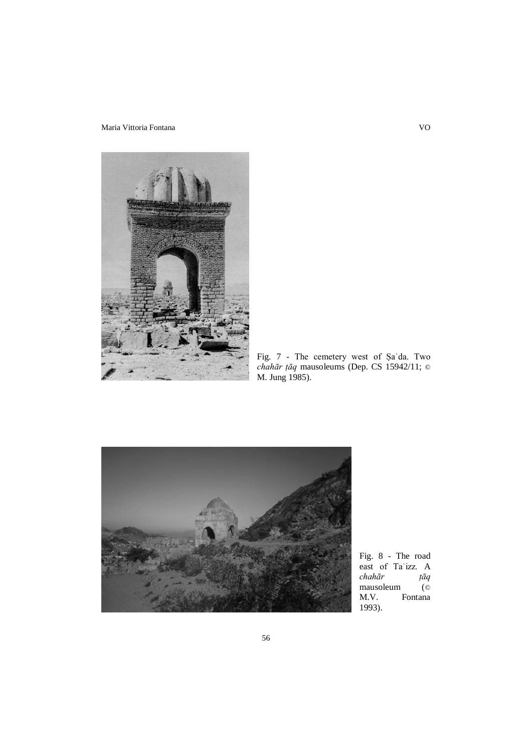Fig. 7 - The cemetery west of Ṣaʿda. Two *chahār ṭāq* mausoleums (Dep. CS 15942/11; © M. Jung 1985).

Fig. 8 - The road east of Taʿizz. A *chahār ṭāq* mausoleum (© M.V. Fontana 1993).